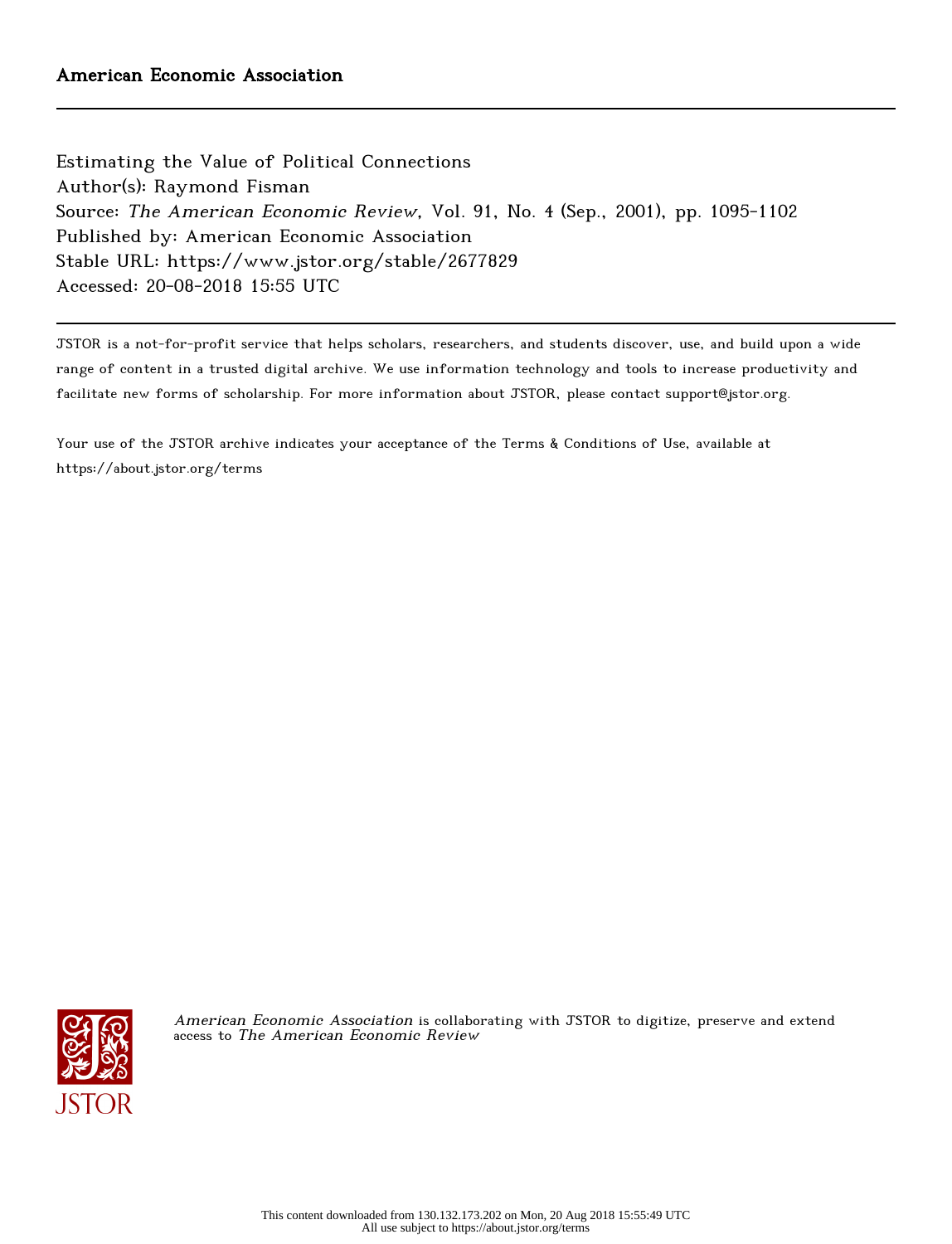American Economic Association

Estimating the Value of Political Connections
Author(s): Raymond Fisman
Source: *The American Economic Review*, Vol. 91, No. 4 (Sep., 2001), pp. 1095-1102
Published by: American Economic Association
Stable URL: https://www.jstor.org/stable/2677829
Accessed: 20-08-2018 15:55 UTC

JSTOR is a not-for-profit service that helps scholars, researchers, and students discover, use, and build upon a wide range of content in a trusted digital archive. We use information technology and tools to increase productivity and facilitate new forms of scholarship. For more information about JSTOR, please contact support@jstor.org.

Your use of the JSTOR archive indicates your acceptance of the Terms & Conditions of Use, available at https://about.jstor.org/terms

*American Economic Association* is collaborating with JSTOR to digitize, preserve and extend access to *The American Economic Review*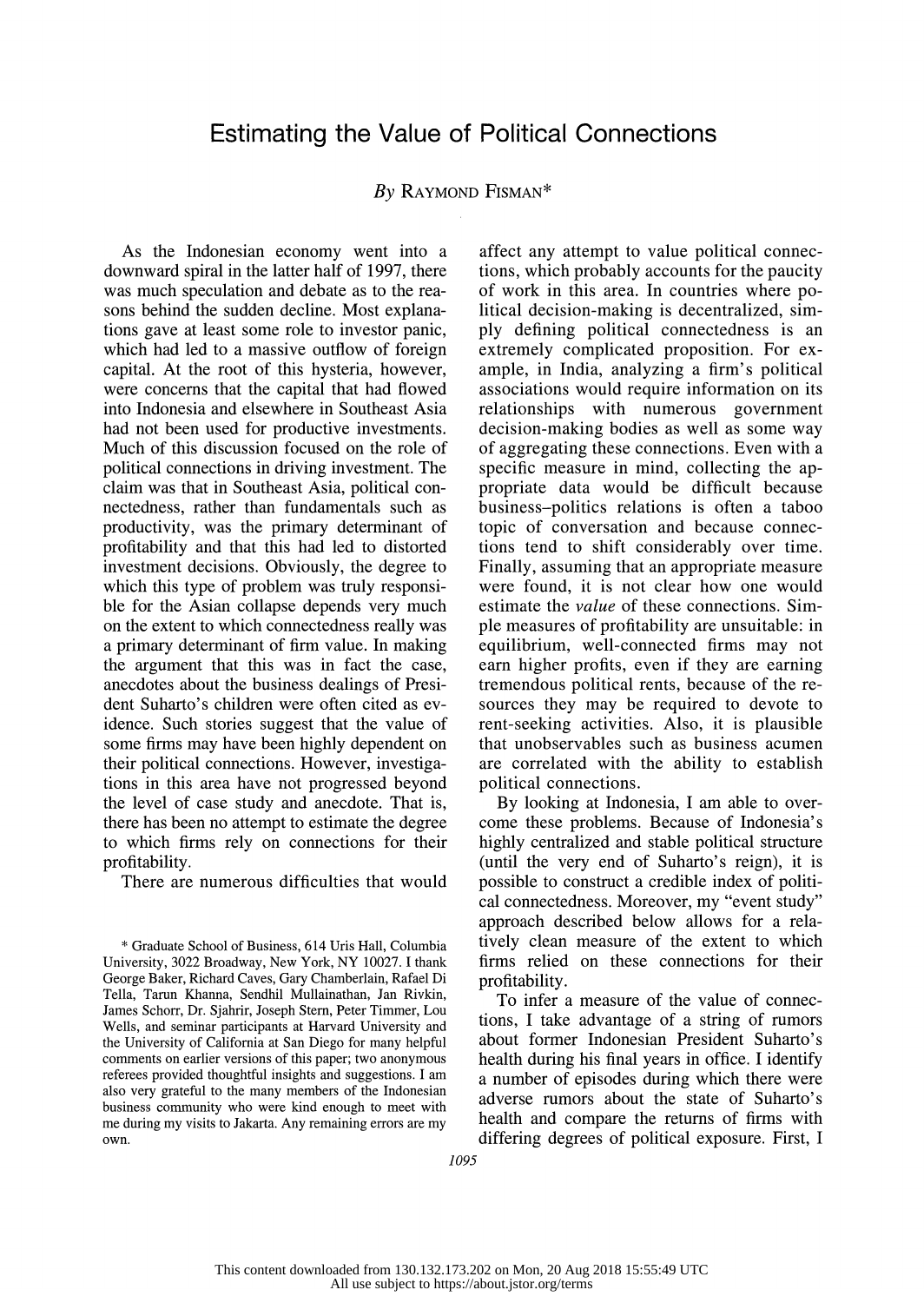# Estimating the Value of Political Connections

By RAYMOND FISMAN*

As the Indonesian economy went into a downward spiral in the latter half of 1997, there was much speculation and debate as to the reasons behind the sudden decline. Most explanations gave at least some role to investor panic, which had led to a massive outflow of foreign capital. At the root of this hysteria, however, were concerns that the capital that had flowed into Indonesia and elsewhere in Southeast Asia had not been used for productive investments. Much of this discussion focused on the role of political connections in driving investment. The claim was that in Southeast Asia, political connectedness, rather than fundamentals such as productivity, was the primary determinant of profitability and that this had led to distorted investment decisions. Obviously, the degree to which this type of problem was truly responsible for the Asian collapse depends very much on the extent to which connectedness really was a primary determinant of firm value. In making the argument that this was in fact the case, anecdotes about the business dealings of President Suharto's children were often cited as evidence. Such stories suggest that the value of some firms may have been highly dependent on their political connections. However, investigations in this area have not progressed beyond the level of case study and anecdote. That is, there has been no attempt to estimate the degree to which firms rely on connections for their profitability.

There are numerous difficulties that would affect any attempt to value political connections, which probably accounts for the paucity of work in this area. In countries where political decision-making is decentralized, simply defining political connectedness is an extremely complicated proposition. For example, in India, analyzing a firm's political associations would require information on its relationships with numerous government decision-making bodies as well as some way of aggregating these connections. Even with a specific measure in mind, collecting the appropriate data would be difficult because business–politics relations is often a taboo topic of conversation and because connections tend to shift considerably over time. Finally, assuming that an appropriate measure were found, it is not clear how one would estimate the *value* of these connections. Simple measures of profitability are unsuitable: in equilibrium, well-connected firms may not earn higher profits, even if they are earning tremendous political rents, because of the resources they may be required to devote to rent-seeking activities. Also, it is plausible that unobservables such as business acumen are correlated with the ability to establish political connections.

By looking at Indonesia, I am able to overcome these problems. Because of Indonesia's highly centralized and stable political structure (until the very end of Suharto's reign), it is possible to construct a credible index of political connectedness. Moreover, my "event study" approach described below allows for a relatively clean measure of the extent to which firms relied on these connections for their profitability.

To infer a measure of the value of connections, I take advantage of a string of rumors about former Indonesian President Suharto's health during his final years in office. I identify a number of episodes during which there were adverse rumors about the state of Suharto's health and compare the returns of firms with differing degrees of political exposure. First, I

* Graduate School of Business, 614 Uris Hall, Columbia University, 3022 Broadway, New York, NY 10027. I thank George Baker, Richard Caves, Gary Chamberlain, Rafael Di Tella, Tarun Khanna, Sendhil Mullainathan, Jan Rivkin, James Schorr, Dr. Sjahrir, Joseph Stern, Peter Timmer, Lou Wells, and seminar participants at Harvard University and the University of California at San Diego for many helpful comments on earlier versions of this paper; two anonymous referees provided thoughtful insights and suggestions. I am also very grateful to the many members of the Indonesian business community who were kind enough to meet with me during my visits to Jakarta. Any remaining errors are my own.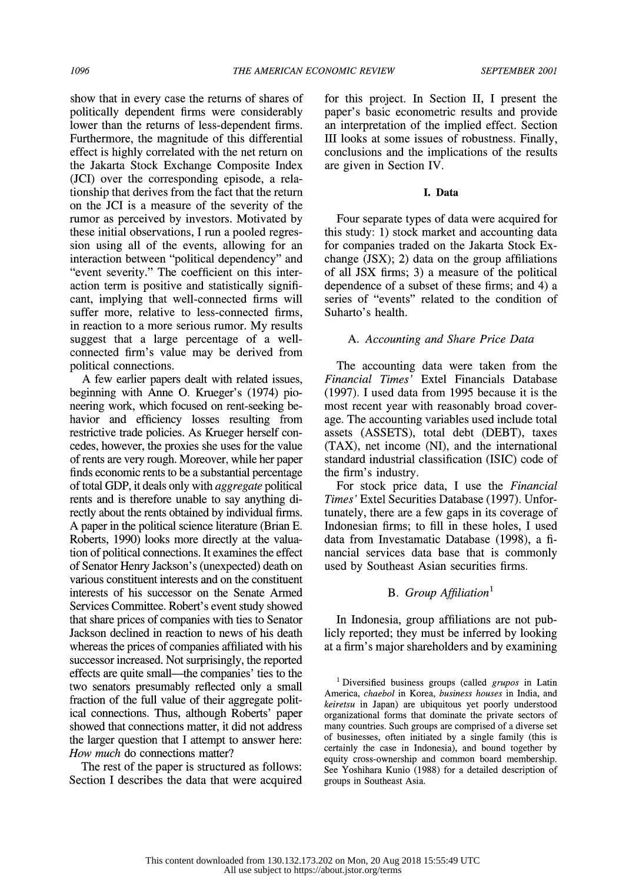show that in every case the returns of shares of politically dependent firms were considerably lower than the returns of less-dependent firms. Furthermore, the magnitude of this differential effect is highly correlated with the net return on the Jakarta Stock Exchange Composite Index (JCI) over the corresponding episode, a relationship that derives from the fact that the return on the JCI is a measure of the severity of the rumor as perceived by investors. Motivated by these initial observations, I run a pooled regression using all of the events, allowing for an interaction between "political dependency" and "event severity." The coefficient on this interaction term is positive and statistically significant, implying that well-connected firms will suffer more, relative to less-connected firms, in reaction to a more serious rumor. My results suggest that a large percentage of a well-connected firm's value may be derived from political connections.

A few earlier papers dealt with related issues, beginning with Anne O. Krueger's (1974) pioneering work, which focused on rent-seeking behavior and efficiency losses resulting from restrictive trade policies. As Krueger herself concedes, however, the proxies she uses for the value of rents are very rough. Moreover, while her paper finds economic rents to be a substantial percentage of total GDP, it deals only with *aggregate* political rents and is therefore unable to say anything directly about the rents obtained by individual firms. A paper in the political science literature (Brian E. Roberts, 1990) looks more directly at the valuation of political connections. It examines the effect of Senator Henry Jackson's (unexpected) death on various constituent interests and on the constituent interests of his successor on the Senate Armed Services Committee. Robert's event study showed that share prices of companies with ties to Senator Jackson declined in reaction to news of his death whereas the prices of companies affiliated with his successor increased. Not surprisingly, the reported effects are quite small—the companies' ties to the two senators presumably reflected only a small fraction of the full value of their aggregate political connections. Thus, although Roberts' paper showed that connections matter, it did not address the larger question that I attempt to answer here: *How much* do connections matter?

The rest of the paper is structured as follows: Section I describes the data that were acquired for this project. In Section II, I present the paper's basic econometric results and provide an interpretation of the implied effect. Section III looks at some issues of robustness. Finally, conclusions and the implications of the results are given in Section IV.

## I. Data

Four separate types of data were acquired for this study: 1) stock market and accounting data for companies traded on the Jakarta Stock Exchange (JSX); 2) data on the group affiliations of all JSX firms; 3) a measure of the political dependence of a subset of these firms; and 4) a series of "events" related to the condition of Suharto's health.

### A. *Accounting and Share Price Data*

The accounting data were taken from the *Financial Times'* Extel Financials Database (1997). I used data from 1995 because it is the most recent year with reasonably broad coverage. The accounting variables used include total assets (ASSETS), total debt (DEBT), taxes (TAX), net income (NI), and the international standard industrial classification (ISIC) code of the firm's industry.

For stock price data, I use the *Financial Times'* Extel Securities Database (1997). Unfortunately, there are a few gaps in its coverage of Indonesian firms; to fill in these holes, I used data from Investamatic Database (1998), a financial services data base that is commonly used by Southeast Asian securities firms.

### B. *Group Affiliation*[1]

In Indonesia, group affiliations are not publicly reported; they must be inferred by looking at a firm's major shareholders and by examining

[1] Diversified business groups (called *grupos* in Latin America, *chaebol* in Korea, *business houses* in India, and *keiretsu* in Japan) are ubiquitous yet poorly understood organizational forms that dominate the private sectors of many countries. Such groups are comprised of a diverse set of businesses, often initiated by a single family (this is certainly the case in Indonesia), and bound together by equity cross-ownership and common board membership. See Yoshihara Kunio (1988) for a detailed description of groups in Southeast Asia.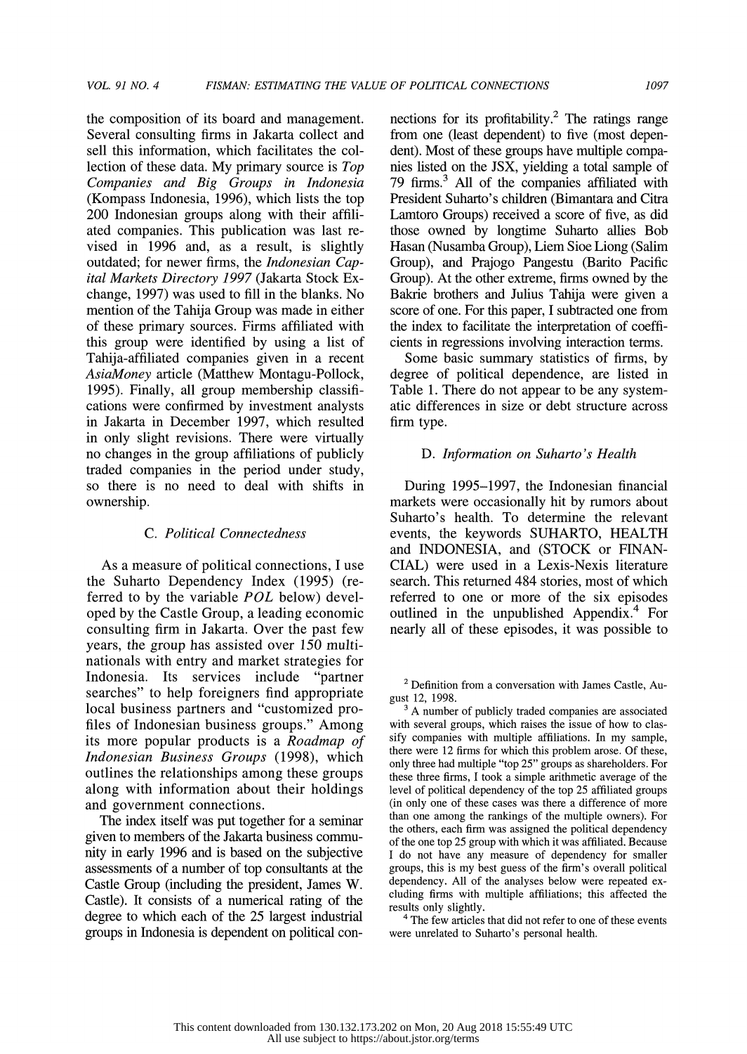the composition of its board and management. Several consulting firms in Jakarta collect and sell this information, which facilitates the collection of these data. My primary source is *Top Companies and Big Groups in Indonesia* (Kompass Indonesia, 1996), which lists the top 200 Indonesian groups along with their affiliated companies. This publication was last revised in 1996 and, as a result, is slightly outdated; for newer firms, the *Indonesian Capital Markets Directory 1997* (Jakarta Stock Exchange, 1997) was used to fill in the blanks. No mention of the Tahija Group was made in either of these primary sources. Firms affiliated with this group were identified by using a list of Tahija-affiliated companies given in a recent *AsiaMoney* article (Matthew Montagu-Pollock, 1995). Finally, all group membership classifications were confirmed by investment analysts in Jakarta in December 1997, which resulted in only slight revisions. There were virtually no changes in the group affiliations of publicly traded companies in the period under study, so there is no need to deal with shifts in ownership.

### C. *Political Connectedness*

As a measure of political connections, I use the Suharto Dependency Index (1995) (referred to by the variable *POL* below) developed by the Castle Group, a leading economic consulting firm in Jakarta. Over the past few years, the group has assisted over 150 multinationals with entry and market strategies for Indonesia. Its services include "partner searches" to help foreigners find appropriate local business partners and "customized profiles of Indonesian business groups." Among its more popular products is a *Roadmap of Indonesian Business Groups* (1998), which outlines the relationships among these groups along with information about their holdings and government connections.

The index itself was put together for a seminar given to members of the Jakarta business community in early 1996 and is based on the subjective assessments of a number of top consultants at the Castle Group (including the president, James W. Castle). It consists of a numerical rating of the degree to which each of the 25 largest industrial groups in Indonesia is dependent on political connections for its profitability.[2] The ratings range from one (least dependent) to five (most dependent). Most of these groups have multiple companies listed on the JSX, yielding a total sample of 79 firms.[3] All of the companies affiliated with President Suharto's children (Bimantara and Citra Lamtoro Groups) received a score of five, as did those owned by longtime Suharto allies Bob Hasan (Nusamba Group), Liem Sioe Liong (Salim Group), and Prajogo Pangestu (Barito Pacific Group). At the other extreme, firms owned by the Bakrie brothers and Julius Tahija were given a score of one. For this paper, I subtracted one from the index to facilitate the interpretation of coefficients in regressions involving interaction terms.

Some basic summary statistics of firms, by degree of political dependence, are listed in Table 1. There do not appear to be any systematic differences in size or debt structure across firm type.

### D. *Information on Suharto's Health*

During 1995–1997, the Indonesian financial markets were occasionally hit by rumors about Suharto's health. To determine the relevant events, the keywords SUHARTO, HEALTH and INDONESIA, and (STOCK or FINANCIAL) were used in a Lexis-Nexis literature search. This returned 484 stories, most of which referred to one or more of the six episodes outlined in the unpublished Appendix.[4] For nearly all of these episodes, it was possible to

---

[2] Definition from a conversation with James Castle, August 12, 1998.

[3] A number of publicly traded companies are associated with several groups, which raises the issue of how to classify companies with multiple affiliations. In my sample, there were 12 firms for which this problem arose. Of these, only three had multiple "top 25" groups as shareholders. For these three firms, I took a simple arithmetic average of the level of political dependency of the top 25 affiliated groups (in only one of these cases was there a difference of more than one among the rankings of the multiple owners). For the others, each firm was assigned the political dependency of the one top 25 group with which it was affiliated. Because I do not have any measure of dependency for smaller groups, this is my best guess of the firm's overall political dependency. All of the analyses below were repeated excluding firms with multiple affiliations; this affected the results only slightly.

[4] The few articles that did not refer to one of these events were unrelated to Suharto's personal health.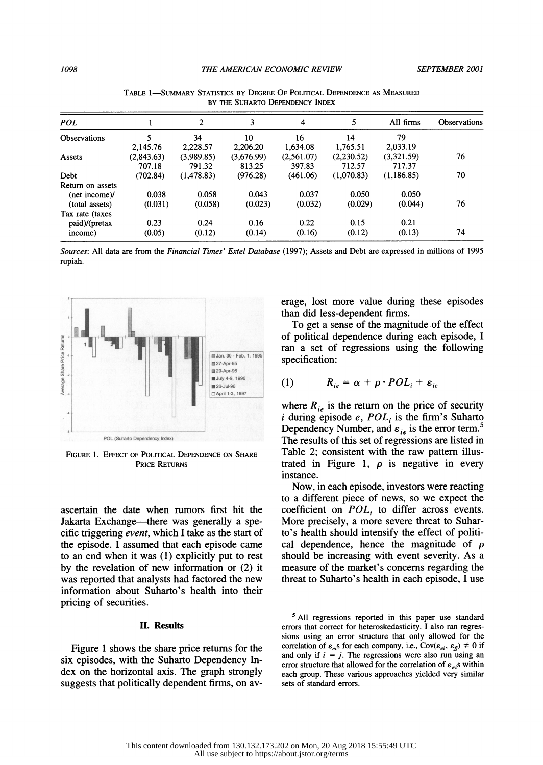TABLE 1—SUMMARY STATISTICS BY DEGREE OF POLITICAL DEPENDENCE AS MEASURED BY THE SUHARTO DEPENDENCY INDEX

| POL | 1 | 2 | 3 | 4 | 5 | All firms | Observations |
|---|---|---|---|---|---|---|---|
| Observations | 5 | 34 | 10 | 16 | 14 | 79 | |
| Assets | 2,145.76 | 2,228.57 | 2,206.20 | 1,634.08 | 1,765.51 | 2,033.19 | 76 |
| | (2,843.63) | (3,989.85) | (3,676.99) | (2,561.07) | (2,230.52) | (3,321.59) | |
| Debt | 707.18 | 791.32 | 813.25 | 397.83 | 712.57 | 717.37 | 70 |
| | (702.84) | (1,478.83) | (976.28) | (461.06) | (1,070.83) | (1,186.85) | |
| Return on assets (net income)/(total assets) | 0.038 | 0.058 | 0.043 | 0.037 | 0.050 | 0.050 | 76 |
| | (0.031) | (0.058) | (0.023) | (0.032) | (0.029) | (0.044) | |
| Tax rate (taxes paid)/(pretax income) | 0.23 | 0.24 | 0.16 | 0.22 | 0.15 | 0.21 | 74 |
| | (0.05) | (0.12) | (0.14) | (0.16) | (0.12) | (0.13) | |

*Sources*: All data are from the *Financial Times' Extel Database* (1997); Assets and Debt are expressed in millions of 1995 rupiah.

FIGURE 1. EFFECT OF POLITICAL DEPENDENCE ON SHARE PRICE RETURNS

ascertain the date when rumors first hit the Jakarta Exchange—there was generally a specific triggering *event*, which I take as the start of the episode. I assumed that each episode came to an end when it was (1) explicitly put to rest by the revelation of new information or (2) it was reported that analysts had factored the new information about Suharto's health into their pricing of securities.

## II. Results

Figure 1 shows the share price returns for the six episodes, with the Suharto Dependency Index on the horizontal axis. The graph strongly suggests that politically dependent firms, on average, lost more value during these episodes than did less-dependent firms.

To get a sense of the magnitude of the effect of political dependence during each episode, I ran a set of regressions using the following specification:

$$R_{ie} = \alpha + \rho \cdot POL_i + \varepsilon_{ie} \qquad (1)$$

where $R_{ie}$ is the return on the price of security $i$ during episode $e$, $POL_i$ is the firm's Suharto Dependency Number, and $\varepsilon_{ie}$ is the error term.[5] The results of this set of regressions are listed in Table 2; consistent with the raw pattern illustrated in Figure 1, $\rho$ is negative in every instance.

Now, in each episode, investors were reacting to a different piece of news, so we expect the coefficient on $POL_i$ to differ across events. More precisely, a more severe threat to Suharto's health should intensify the effect of political dependence, hence the magnitude of $\rho$ should be increasing with event severity. As a measure of the market's concerns regarding the threat to Suharto's health in each episode, I use

[5] All regressions reported in this paper use standard errors that correct for heteroskedasticity. I also ran regressions using an error structure that only allowed for the correlation of $\varepsilon_{ei}$s for each company, i.e., $\text{Cov}(\varepsilon_{ei}, \varepsilon_{fj}) \neq 0$ if and only if $i = j$. The regressions were also run using an error structure that allowed for the correlation of $\varepsilon_{ei}$s within each group. These various approaches yielded very similar sets of standard errors.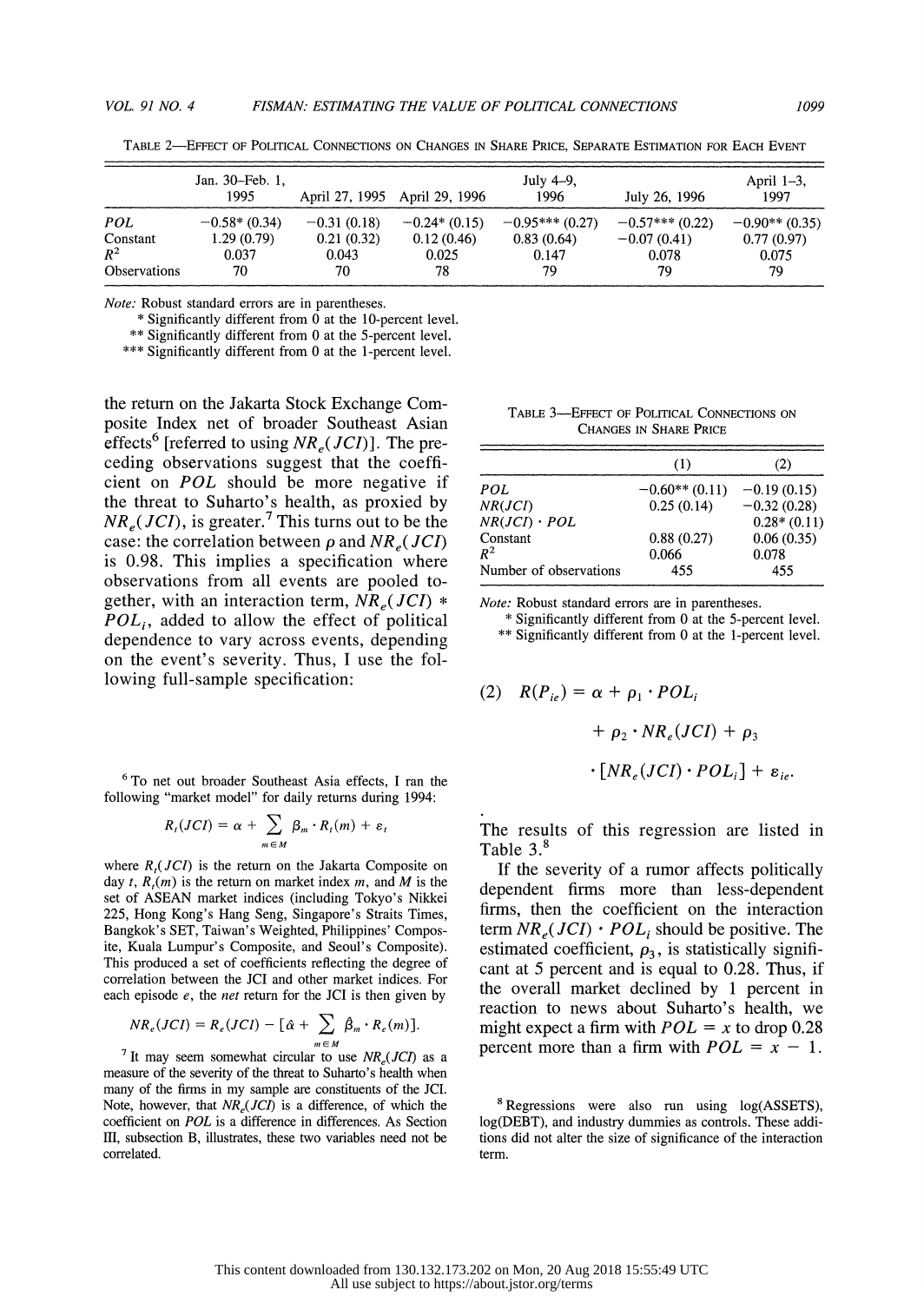TABLE 2—EFFECT OF POLITICAL CONNECTIONS ON CHANGES IN SHARE PRICE, SEPARATE ESTIMATION FOR EACH EVENT

| | Jan. 30–Feb. 1, 1995 | April 27, 1995 | April 29, 1996 | July 4–9, 1996 | July 26, 1996 | April 1–3, 1997 |
|---|---|---|---|---|---|---|
| *POL* | −0.58* (0.34) | −0.31 (0.18) | −0.24* (0.15) | −0.95*** (0.27) | −0.57*** (0.22) | −0.90** (0.35) |
| Constant | 1.29 (0.79) | 0.21 (0.32) | 0.12 (0.46) | 0.83 (0.64) | −0.07 (0.41) | 0.77 (0.97) |
| $R^2$ | 0.037 | 0.043 | 0.025 | 0.147 | 0.078 | 0.075 |
| Observations | 70 | 70 | 78 | 79 | 79 | 79 |

*Note:* Robust standard errors are in parentheses.
\* Significantly different from 0 at the 10-percent level.
\*\* Significantly different from 0 at the 5-percent level.
\*\*\* Significantly different from 0 at the 1-percent level.

the return on the Jakarta Stock Exchange Composite Index net of broader Southeast Asian effects[6] [referred to using $NR_e(JCI)$]. The preceding observations suggest that the coefficient on *POL* should be more negative if the threat to Suharto's health, as proxied by $NR_e(JCI)$, is greater.[7] This turns out to be the case: the correlation between $\rho$ and $NR_e(JCI)$ is 0.98. This implies a specification where observations from all events are pooled together, with an interaction term, $NR_e(JCI) * POL_i$, added to allow the effect of political dependence to vary across events, depending on the event's severity. Thus, I use the following full-sample specification:

TABLE 3—EFFECT OF POLITICAL CONNECTIONS ON CHANGES IN SHARE PRICE

| | (1) | (2) |
|---|---|---|
| *POL* | −0.60** (0.11) | −0.19 (0.15) |
| *NR(JCI)* | 0.25 (0.14) | −0.32 (0.28) |
| *NR(JCI)* · *POL* | | 0.28* (0.11) |
| Constant | 0.88 (0.27) | 0.06 (0.35) |
| $R^2$ | 0.066 | 0.078 |
| Number of observations | 455 | 455 |

*Note:* Robust standard errors are in parentheses.
\* Significantly different from 0 at the 5-percent level.
\*\* Significantly different from 0 at the 1-percent level.

$$(2)\quad R(P_{ie}) = \alpha + \rho_1 \cdot POL_i + \rho_2 \cdot NR_e(JCI) + \rho_3 \cdot [NR_e(JCI) \cdot POL_i] + \varepsilon_{ie}.$$

The results of this regression are listed in Table 3.[8]

If the severity of a rumor affects politically dependent firms more than less-dependent firms, then the coefficient on the interaction term $NR_e(JCI) \cdot POL_i$ should be positive. The estimated coefficient, $\rho_3$, is statistically significant at 5 percent and is equal to 0.28. Thus, if the overall market declined by 1 percent in reaction to news about Suharto's health, we might expect a firm with $POL = x$ to drop 0.28 percent more than a firm with $POL = x - 1$.

[6] To net out broader Southeast Asia effects, I ran the following "market model" for daily returns during 1994:

$$R_t(JCI) = \alpha + \sum_{m \in M} \beta_m \cdot R_t(m) + \varepsilon_t$$

where $R_t(JCI)$ is the return on the Jakarta Composite on day $t$, $R_t(m)$ is the return on market index $m$, and $M$ is the set of ASEAN market indices (including Tokyo's Nikkei 225, Hong Kong's Hang Seng, Singapore's Straits Times, Bangkok's SET, Taiwan's Weighted, Philippines' Composite, Kuala Lumpur's Composite, and Seoul's Composite). This produced a set of coefficients reflecting the degree of correlation between the JCI and other market indices. For each episode $e$, the *net* return for the JCI is then given by

$$NR_e(JCI) = R_e(JCI) - [\hat{\alpha} + \sum_{m \in M} \hat{\beta}_m \cdot R_e(m)].$$

[7] It may seem somewhat circular to use $NR_e(JCI)$ as a measure of the severity of the threat to Suharto's health when many of the firms in my sample are constituents of the JCI. Note, however, that $NR_e(JCI)$ is a difference, of which the coefficient on *POL* is a difference in differences. As Section III, subsection B, illustrates, these two variables need not be correlated.

[8] Regressions were also run using log(ASSETS), log(DEBT), and industry dummies as controls. These additions did not alter the size of significance of the interaction term.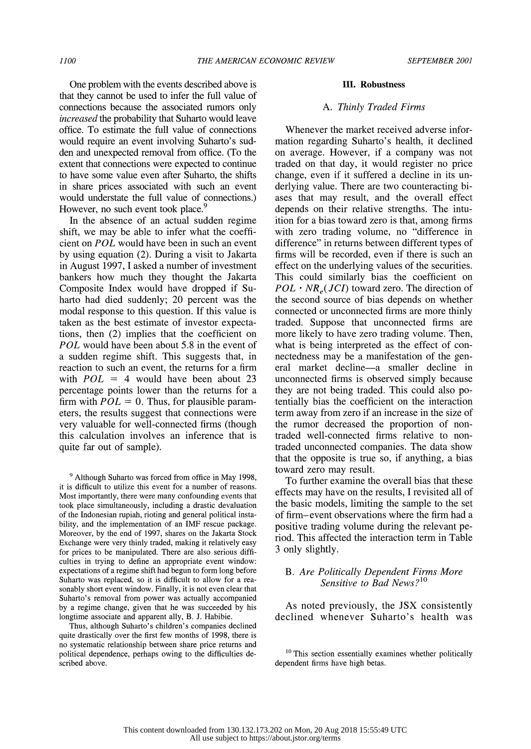One problem with the events described above is that they cannot be used to infer the full value of connections because the associated rumors only *increased* the probability that Suharto would leave office. To estimate the full value of connections would require an event involving Suharto's sudden and unexpected removal from office. (To the extent that connections were expected to continue to have some value even after Suharto, the shifts in share prices associated with such an event would understate the full value of connections.) However, no such event took place.[9]

In the absence of an actual sudden regime shift, we may be able to infer what the coefficient on $POL$ would have been in such an event by using equation (2). During a visit to Jakarta in August 1997, I asked a number of investment bankers how much they thought the Jakarta Composite Index would have dropped if Suharto had died suddenly; 20 percent was the modal response to this question. If this value is taken as the best estimate of investor expectations, then (2) implies that the coefficient on $POL$ would have been about 5.8 in the event of a sudden regime shift. This suggests that, in reaction to such an event, the returns for a firm with $POL = 4$ would have been about 23 percentage points lower than the returns for a firm with $POL = 0$. Thus, for plausible parameters, the results suggest that connections were very valuable for well-connected firms (though this calculation involves an inference that is quite far out of sample).

[9] Although Suharto was forced from office in May 1998, it is difficult to utilize this event for a number of reasons. Most importantly, there were many confounding events that took place simultaneously, including a drastic devaluation of the Indonesian rupiah, rioting and general political instability, and the implementation of an IMF rescue package. Moreover, by the end of 1997, shares on the Jakarta Stock Exchange were very thinly traded, making it relatively easy for prices to be manipulated. There are also serious difficulties in trying to define an appropriate event window: expectations of a regime shift had begun to form long before Suharto was replaced, so it is difficult to allow for a reasonably short event window. Finally, it is not even clear that Suharto's removal from power was actually accompanied by a regime change, given that he was succeeded by his longtime associate and apparent ally, B. J. Habibie.

Thus, although Suharto's children's companies declined quite drastically over the first few months of 1998, there is no systematic relationship between share price returns and political dependence, perhaps owing to the difficulties described above.

## III. Robustness

### A. Thinly Traded Firms

Whenever the market received adverse information regarding Suharto's health, it declined on average. However, if a company was not traded on that day, it would register no price change, even if it suffered a decline in its underlying value. There are two counteracting biases that may result, and the overall effect depends on their relative strengths. The intuition for a bias toward zero is that, among firms with zero trading volume, no "difference in difference" in returns between different types of firms will be recorded, even if there is such an effect on the underlying values of the securities. This could similarly bias the coefficient on $POL \cdot NR_e(JCI)$ toward zero. The direction of the second source of bias depends on whether connected or unconnected firms are more thinly traded. Suppose that unconnected firms are more likely to have zero trading volume. Then, what is being interpreted as the effect of connectedness may be a manifestation of the general market decline—a smaller decline in unconnected firms is observed simply because they are not being traded. This could also potentially bias the coefficient on the interaction term away from zero if an increase in the size of the rumor decreased the proportion of non-traded well-connected firms relative to non-traded unconnected companies. The data show that the opposite is true so, if anything, a bias toward zero may result.

To further examine the overall bias that these effects may have on the results, I revisited all of the basic models, limiting the sample to the set of firm–event observations where the firm had a positive trading volume during the relevant period. This affected the interaction term in Table 3 only slightly.

### B. Are Politically Dependent Firms More Sensitive to Bad News?[10]

As noted previously, the JSX consistently declined whenever Suharto's health was

[10] This section essentially examines whether politically dependent firms have high betas.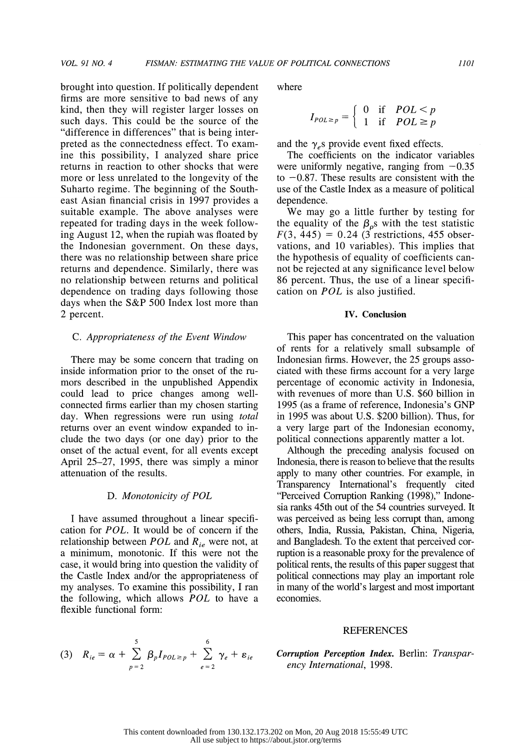brought into question. If politically dependent firms are more sensitive to bad news of any kind, then they will register larger losses on such days. This could be the source of the "difference in differences" that is being interpreted as the connectedness effect. To examine this possibility, I analyzed share price returns in reaction to other shocks that were more or less unrelated to the longevity of the Suharto regime. The beginning of the Southeast Asian financial crisis in 1997 provides a suitable example. The above analyses were repeated for trading days in the week following August 12, when the rupiah was floated by the Indonesian government. On these days, there was no relationship between share price returns and dependence. Similarly, there was no relationship between returns and political dependence on trading days following those days when the S&P 500 Index lost more than 2 percent.

### C. *Appropriateness of the Event Window*

There may be some concern that trading on inside information prior to the onset of the rumors described in the unpublished Appendix could lead to price changes among well-connected firms earlier than my chosen starting day. When regressions were run using *total* returns over an event window expanded to include the two days (or one day) prior to the onset of the actual event, for all events except April 25–27, 1995, there was simply a minor attenuation of the results.

### D. *Monotonicity of POL*

I have assumed throughout a linear specification for $POL$. It would be of concern if the relationship between $POL$ and $R_{ie}$ were not, at a minimum, monotonic. If this were not the case, it would bring into question the validity of the Castle Index and/or the appropriateness of my analyses. To examine this possibility, I ran the following, which allows $POL$ to have a flexible functional form:

$$(3)\quad R_{ie} = \alpha + \sum_{p=2}^{5} \beta_p I_{POL \geq p} + \sum_{e=2}^{6} \gamma_e + \varepsilon_{ie}$$

where

$$I_{POL \geq p} = \begin{cases} 0 & \text{if} \quad POL < p \\ 1 & \text{if} \quad POL \geq p \end{cases}$$

and the $\gamma_e$s provide event fixed effects.

The coefficients on the indicator variables were uniformly negative, ranging from $-0.35$ to $-0.87$. These results are consistent with the use of the Castle Index as a measure of political dependence.

We may go a little further by testing for the equality of the $\beta_p$s with the test statistic $F(3, 445) = 0.24$ (3 restrictions, 455 observations, and 10 variables). This implies that the hypothesis of equality of coefficients cannot be rejected at any significance level below 86 percent. Thus, the use of a linear specification on $POL$ is also justified.

## IV. Conclusion

This paper has concentrated on the valuation of rents for a relatively small subsample of Indonesian firms. However, the 25 groups associated with these firms account for a very large percentage of economic activity in Indonesia, with revenues of more than U.S. $60 billion in 1995 (as a frame of reference, Indonesia's GNP in 1995 was about U.S. $200 billion). Thus, for a very large part of the Indonesian economy, political connections apparently matter a lot.

Although the preceding analysis focused on Indonesia, there is reason to believe that the results apply to many other countries. For example, in Transparency International's frequently cited "Perceived Corruption Ranking (1998)," Indonesia ranks 45th out of the 54 countries surveyed. It was perceived as being less corrupt than, among others, India, Russia, Pakistan, China, Nigeria, and Bangladesh. To the extent that perceived corruption is a reasonable proxy for the prevalence of political rents, the results of this paper suggest that political connections may play an important role in many of the world's largest and most important economies.

## REFERENCES

***Corruption Perception Index.*** Berlin: *Transparency International*, 1998.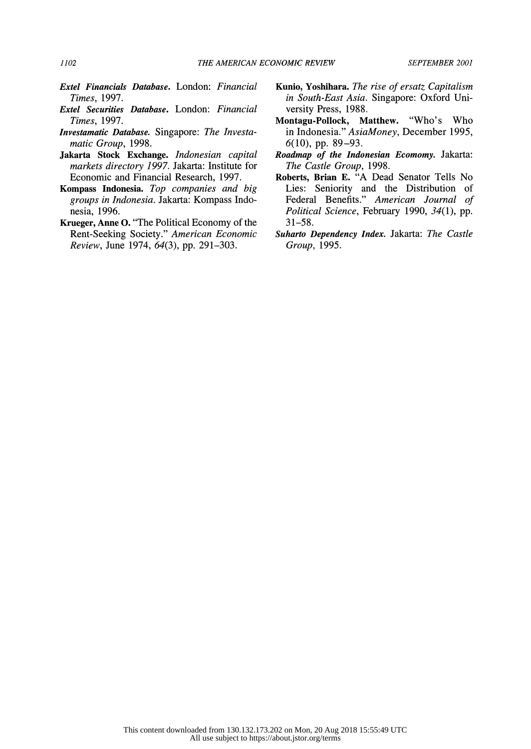***Extel Financials Database***. London: *Financial Times*, 1997.

***Extel Securities Database***. London: *Financial Times*, 1997.

***Investamatic Database***. Singapore: *The Investamatic Group*, 1998.

**Jakarta Stock Exchange.** *Indonesian capital markets directory 1997*. Jakarta: Institute for Economic and Financial Research, 1997.

**Kompass Indonesia.** *Top companies and big groups in Indonesia*. Jakarta: Kompass Indonesia, 1996.

**Krueger, Anne O.** "The Political Economy of the Rent-Seeking Society." *American Economic Review*, June 1974, *64*(3), pp. 291–303.

**Kunio, Yoshihara.** *The rise of ersatz Capitalism in South-East Asia*. Singapore: Oxford University Press, 1988.

**Montagu-Pollock, Matthew.** "Who's Who in Indonesia." *AsiaMoney*, December 1995, *6*(10), pp. 89–93.

***Roadmap of the Indonesian Ecomomy***. Jakarta: *The Castle Group*, 1998.

**Roberts, Brian E.** "A Dead Senator Tells No Lies: Seniority and the Distribution of Federal Benefits." *American Journal of Political Science*, February 1990, *34*(1), pp. 31–58.

***Suharto Dependency Index***. Jakarta: *The Castle Group*, 1995.